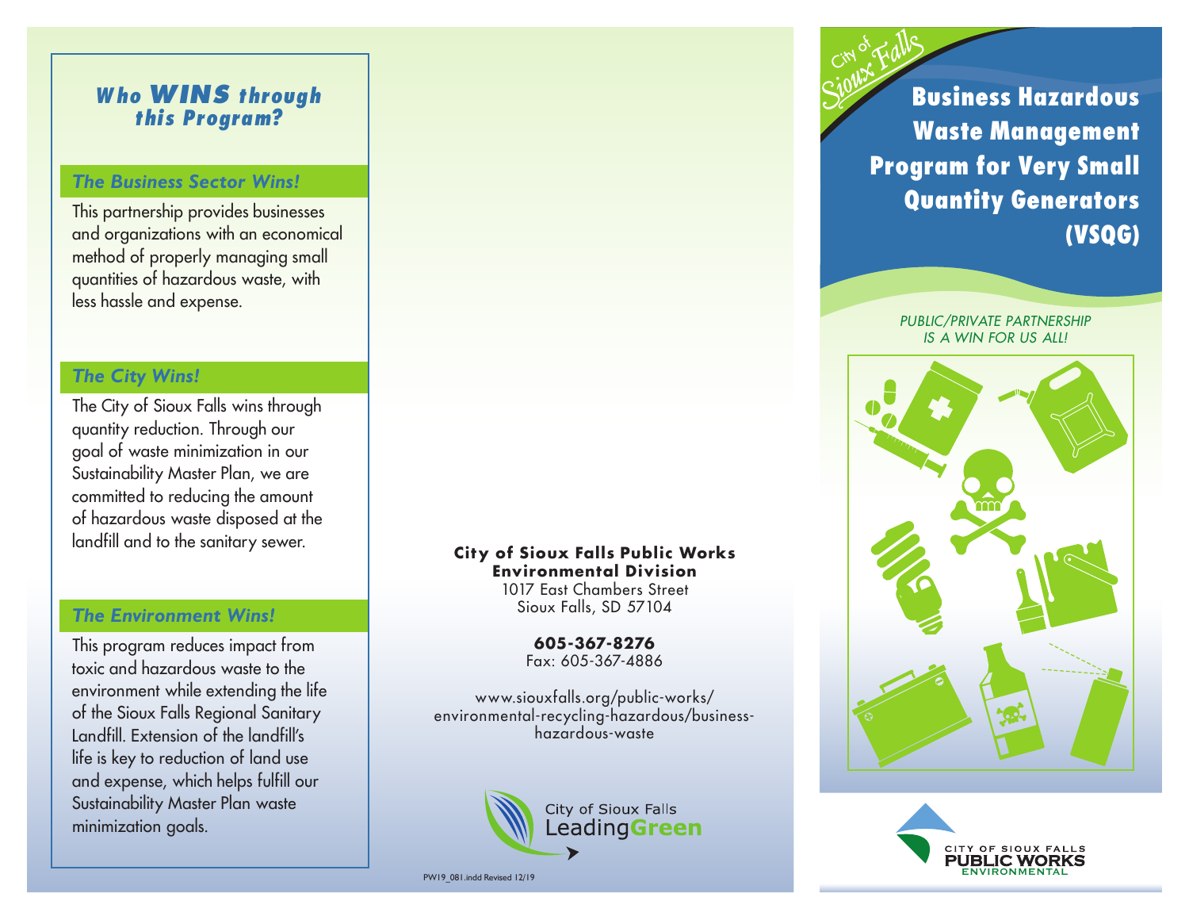## *Who WINS through this Program?*

### *The Business Sector Wins!*

This partnership provides businesses and organizations with an economical method of properly managing small quantities of hazardous waste, with less hassle and expense.

### *The City Wins!*

The City of Sioux Falls wins through quantity reduction. Through our goal of waste minimization in our Sustainability Master Plan, we are committed to reducing the amount of hazardous waste disposed at the landfill and to the sanitary sewer.

### *The Environment Wins!*

This program reduces impact from toxic and hazardous waste to the environment while extending the life of the Sioux Falls Regional Sanitary Landfill. Extension of the landfill's life is key to reduction of land use and expense, which helps fulfill our Sustainability Master Plan waste minimization goals.

**City of Sioux Falls Public Works**
**Environmental Division**
1017 East Chambers Street
Sioux Falls, SD 57104

**605-367-8276**
Fax: 605-367-4886

www.siouxfalls.org/public-works/environmental-recycling-hazardous/business-hazardous-waste

City of Sioux Falls LeadingGreen

PW19_081.indd Revised 12/19

City of Sioux Falls

# Business Hazardous Waste Management Program for Very Small Quantity Generators (VSQG)

*PUBLIC/PRIVATE PARTNERSHIP IS A WIN FOR US ALL!*

CITY OF SIOUX FALLS PUBLIC WORKS ENVIRONMENTAL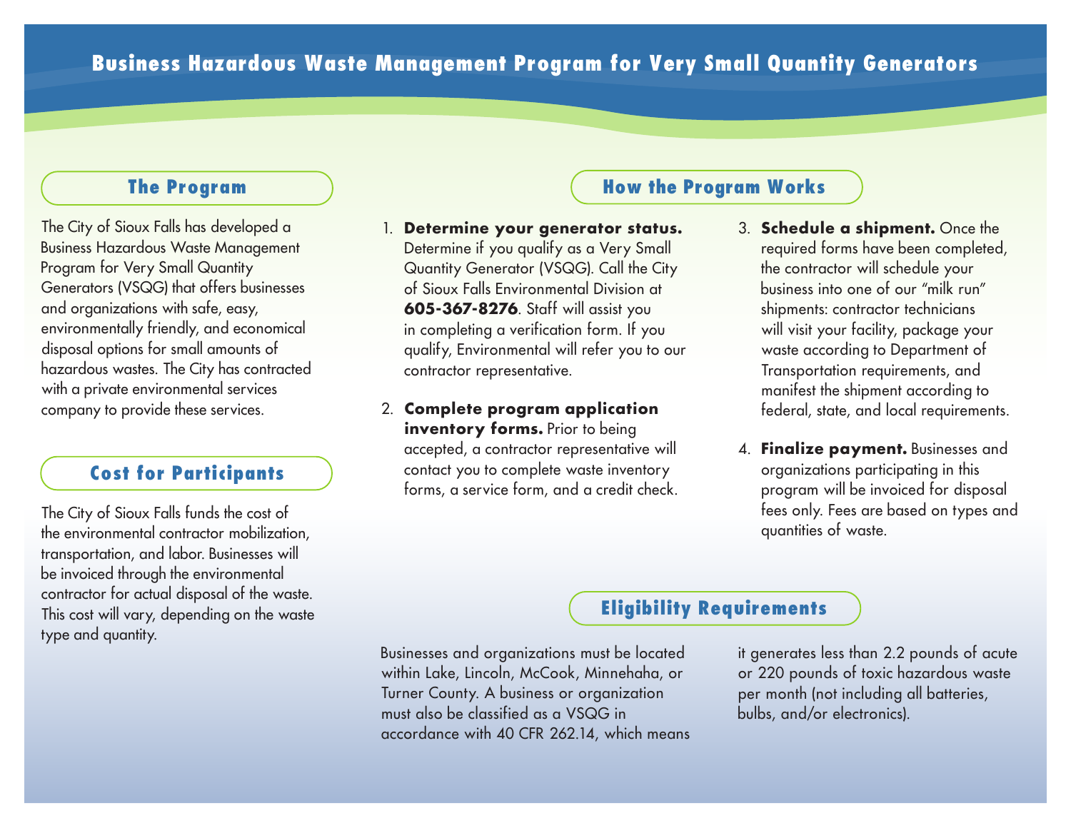# Business Hazardous Waste Management Program for Very Small Quantity Generators

## The Program

The City of Sioux Falls has developed a Business Hazardous Waste Management Program for Very Small Quantity Generators (VSQG) that offers businesses and organizations with safe, easy, environmentally friendly, and economical disposal options for small amounts of hazardous wastes. The City has contracted with a private environmental services company to provide these services.

## Cost for Participants

The City of Sioux Falls funds the cost of the environmental contractor mobilization, transportation, and labor. Businesses will be invoiced through the environmental contractor for actual disposal of the waste. This cost will vary, depending on the waste type and quantity.

## How the Program Works

1. **Determine your generator status.** Determine if you qualify as a Very Small Quantity Generator (VSQG). Call the City of Sioux Falls Environmental Division at **605-367-8276**. Staff will assist you in completing a verification form. If you qualify, Environmental will refer you to our contractor representative.

2. **Complete program application inventory forms.** Prior to being accepted, a contractor representative will contact you to complete waste inventory forms, a service form, and a credit check.

3. **Schedule a shipment.** Once the required forms have been completed, the contractor will schedule your business into one of our "milk run" shipments: contractor technicians will visit your facility, package your waste according to Department of Transportation requirements, and manifest the shipment according to federal, state, and local requirements.

4. **Finalize payment.** Businesses and organizations participating in this program will be invoiced for disposal fees only. Fees are based on types and quantities of waste.

## Eligibility Requirements

Businesses and organizations must be located within Lake, Lincoln, McCook, Minnehaha, or Turner County. A business or organization must also be classified as a VSQG in accordance with 40 CFR 262.14, which means it generates less than 2.2 pounds of acute or 220 pounds of toxic hazardous waste per month (not including all batteries, bulbs, and/or electronics).